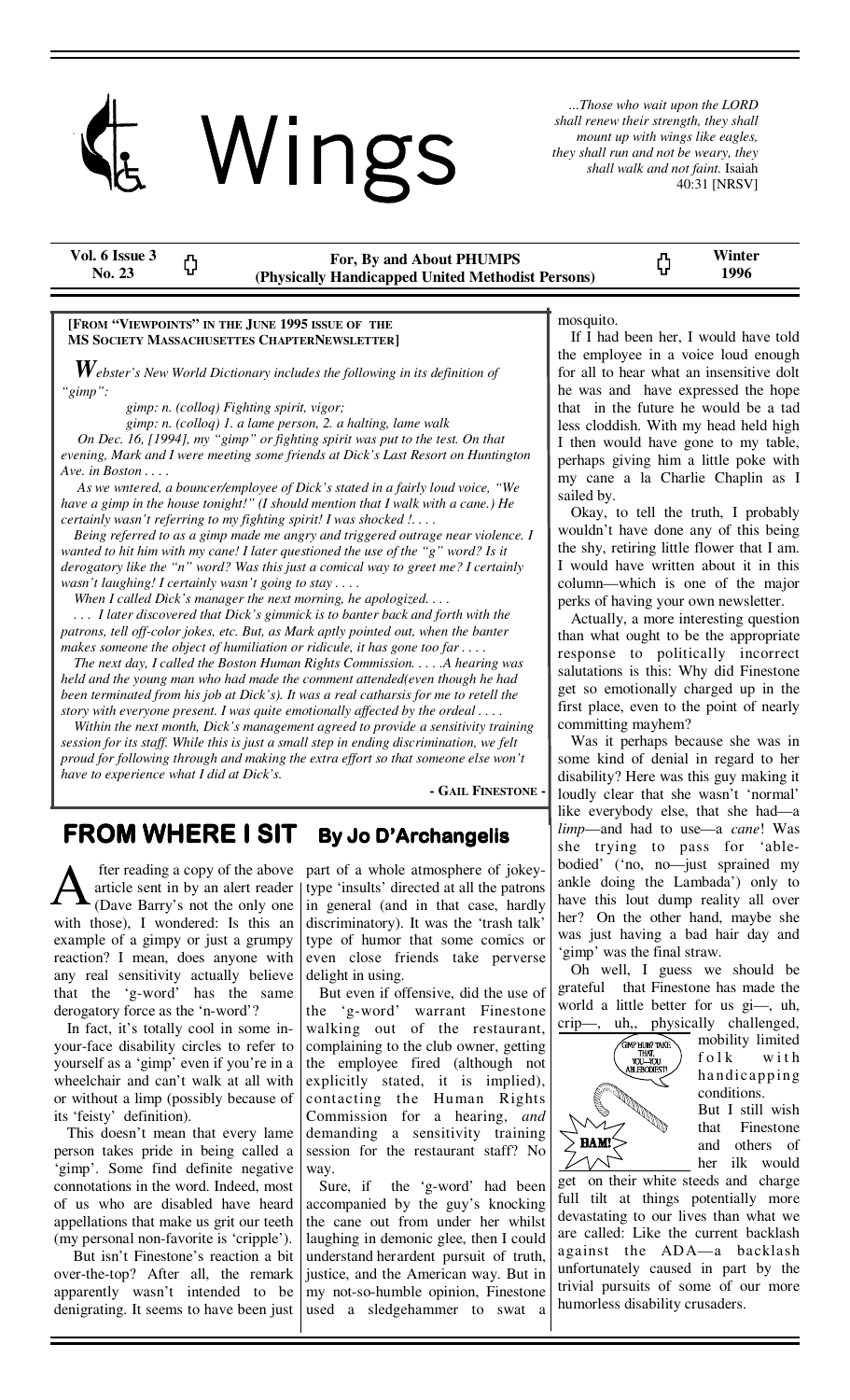# Wings

*...Those who wait upon the LORD shall renew their strength, they shall mount up with wings like eagles, they shall run and not be weary, they shall walk and not faint.* Isaiah 40:31 [NRSV]

**Vol. 6 Issue 3 No. 23** | **For, By and About PHUMPS (Physically Handicapped United Methodist Persons)** | **Winter 1996**

---

**[FROM "VIEWPOINTS" IN THE JUNE 1995 ISSUE OF THE MS SOCIETY MASSACHUSETTES CHAPTERNEWSLETTER]**

*Webster's New World Dictionary includes the following in its definition of "gimp":*

*gimp: n. (colloq) Fighting spirit, vigor;*

*gimp: n. (colloq) 1. a lame person, 2. a halting, lame walk*

*On Dec. 16, [1994], my "gimp" or fighting spirit was put to the test. On that evening, Mark and I were meeting some friends at Dick's Last Resort on Huntington Ave. in Boston . . . .*

*As we wntered, a bouncer/employee of Dick's stated in a fairly loud voice, "We have a gimp in the house tonight!" (I should mention that I walk with a cane.) He certainly wasn't referring to my fighting spirit! I was shocked !. . . .*

*Being referred to as a gimp made me angry and triggered outrage near violence. I wanted to hit him with my cane! I later questioned the use of the "g" word? Is it derogatory like the "n" word? Was this just a comical way to greet me? I certainly wasn't laughing! I certainly wasn't going to stay . . . .*

*When I called Dick's manager the next morning, he apologized. . . .*

*. . . I later discovered that Dick's gimmick is to banter back and forth with the patrons, tell off-color jokes, etc. But, as Mark aptly pointed out, when the banter makes someone the object of humiliation or ridicule, it has gone too far . . . .*

*The next day, I called the Boston Human Rights Commission. . . . .A hearing was held and the young man who had made the comment attended(even though he had been terminated from his job at Dick's). It was a real catharsis for me to retell the story with everyone present. I was quite emotionally affected by the ordeal . . . .*

*Within the next month, Dick's management agreed to provide a sensitivity training session for its staff. While this is just a small step in ending discrimination, we felt proud for following through and making the extra effort so that someone else won't have to experience what I did at Dick's.*

**- GAIL FINESTONE -**

## FROM WHERE I SIT By Jo D'Archangelis

After reading a copy of the above article sent in by an alert reader (Dave Barry's not the only one with those), I wondered: Is this an example of a gimpy or just a grumpy reaction? I mean, does anyone with any real sensitivity actually believe that the 'g-word' has the same derogatory force as the 'n-word'?

In fact, it's totally cool in some in-your-face disability circles to refer to yourself as a 'gimp' even if you're in a wheelchair and can't walk at all with or without a limp (possibly because of its 'feisty' definition).

This doesn't mean that every lame person takes pride in being called a 'gimp'. Some find definite negative connotations in the word. Indeed, most of us who are disabled have heard appellations that make us grit our teeth (my personal non-favorite is 'cripple').

But isn't Finestone's reaction a bit over-the-top? After all, the remark apparently wasn't intended to be denigrating. It seems to have been just part of a whole atmosphere of jokey-type 'insults' directed at all the patrons in general (and in that case, hardly discriminatory). It was the 'trash talk' type of humor that some comics or even close friends take perverse delight in using.

But even if offensive, did the use of the 'g-word' warrant Finestone walking out of the restaurant, complaining to the club owner, getting the employee fired (although not explicitly stated, it is implied), contacting the Human Rights Commission for a hearing, *and* demanding a sensitivity training session for the restaurant staff? No way.

Sure, if the 'g-word' had been accompanied by the guy's knocking the cane out from under her whilst laughing in demonic glee, then I could understand herardent pursuit of truth, justice, and the American way. But in my not-so-humble opinion, Finestone used a sledgehammer to swat a mosquito.

If I had been her, I would have told the employee in a voice loud enough for all to hear what an insensitive dolt he was and have expressed the hope that in the future he would be a tad less cloddish. With my head held high I then would have gone to my table, perhaps giving him a little poke with my cane a la Charlie Chaplin as I sailed by.

Okay, to tell the truth, I probably wouldn't have done any of this being the shy, retiring little flower that I am. I would have written about it in this column—which is one of the major perks of having your own newsletter.

Actually, a more interesting question than what ought to be the appropriate response to politically incorrect salutations is this: Why did Finestone get so emotionally charged up in the first place, even to the point of nearly committing mayhem?

Was it perhaps because she was in some kind of denial in regard to her disability? Here was this guy making it loudly clear that she wasn't 'normal' like everybody else, that she had—a *limp*—and had to use—a *cane*! Was she trying to pass for 'able-bodied' ('no, no—just sprained my ankle doing the Lambada') only to have this lout dump reality all over her? On the other hand, maybe she was just having a bad hair day and 'gimp' was the final straw.

Oh well, I guess we should be grateful that Finestone has made the world a little better for us gi—, uh, crip—, uh,, physically challenged, mobility limited folk with handicapping conditions.

GIMP THUMP TAKE THAT, YOU—YOU ABLEBODIEST! BAM!

But I still wish that Finestone and others of her ilk would get on their white steeds and charge full tilt at things potentially more devastating to our lives than what we are called: Like the current backlash against the ADA—a backlash unfortunately caused in part by the trivial pursuits of some of our more humorless disability crusaders.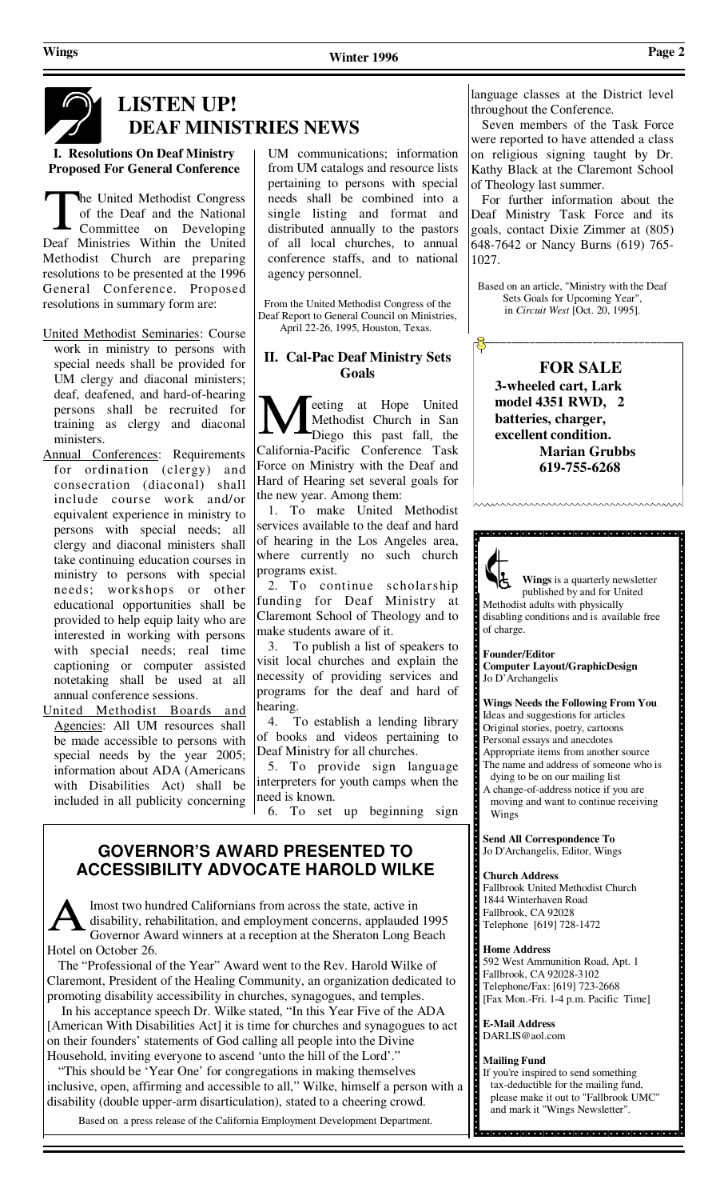# LISTEN UP!
## DEAF MINISTRIES NEWS

### I. Resolutions On Deaf Ministry Proposed For General Conference

The United Methodist Congress of the Deaf and the National Committee on Developing Deaf Ministries Within the United Methodist Church are preparing resolutions to be presented at the 1996 General Conference. Proposed resolutions in summary form are:

United Methodist Seminaries: Course work in ministry to persons with special needs shall be provided for UM clergy and diaconal ministers; deaf, deafened, and hard-of-hearing persons shall be recruited for training as clergy and diaconal ministers.

Annual Conferences: Requirements for ordination (clergy) and consecration (diaconal) shall include course work and/or equivalent experience in ministry to persons with special needs; all clergy and diaconal ministers shall take continuing education courses in ministry to persons with special needs; workshops or other educational opportunities shall be provided to help equip laity who are interested in working with persons with special needs; real time captioning or computer assisted notetaking shall be used at all annual conference sessions.

United Methodist Boards and Agencies: All UM resources shall be made accessible to persons with special needs by the year 2005; information about ADA (Americans with Disabilities Act) shall be included in all publicity concerning UM communications; information from UM catalogs and resource lists pertaining to persons with special needs shall be combined into a single listing and format and distributed annually to the pastors of all local churches, to annual conference staffs, and to national agency personnel.

From the United Methodist Congress of the Deaf Report to General Council on Ministries, April 22-26, 1995, Houston, Texas.

### II. Cal-Pac Deaf Ministry Sets Goals

Meeting at Hope United Methodist Church in San Diego this past fall, the California-Pacific Conference Task Force on Ministry with the Deaf and Hard of Hearing set several goals for the new year. Among them:

1. To make United Methodist services available to the deaf and hard of hearing in the Los Angeles area, where currently no such church programs exist.
2. To continue scholarship funding for Deaf Ministry at Claremont School of Theology and to make students aware of it.
3. To publish a list of speakers to visit local churches and explain the necessity of providing services and programs for the deaf and hard of hearing.
4. To establish a lending library of books and videos pertaining to Deaf Ministry for all churches.
5. To provide sign language interpreters for youth camps when the need is known.
6. To set up beginning sign language classes at the District level throughout the Conference.

Seven members of the Task Force were reported to have attended a class on religious signing taught by Dr. Kathy Black at the Claremont School of Theology last summer.

For further information about the Deaf Ministry Task Force and its goals, contact Dixie Zimmer at (805) 648-7642 or Nancy Burns (619) 765-1027.

Based on an article, "Ministry with the Deaf Sets Goals for Upcoming Year", in *Circuit West* [Oct. 20, 1995].

## GOVERNOR'S AWARD PRESENTED TO ACCESSIBILITY ADVOCATE HAROLD WILKE

Almost two hundred Californians from across the state, active in disability, rehabilitation, and employment concerns, applauded 1995 Governor Award winners at a reception at the Sheraton Long Beach Hotel on October 26.

The "Professional of the Year" Award went to the Rev. Harold Wilke of Claremont, President of the Healing Community, an organization dedicated to promoting disability accessibility in churches, synagogues, and temples.

In his acceptance speech Dr. Wilke stated, "In this Year Five of the ADA [American With Disabilities Act] it is time for churches and synagogues to act on their founders' statements of God calling all people into the Divine Household, inviting everyone to ascend 'unto the hill of the Lord'."

"This should be 'Year One' for congregations in making themselves inclusive, open, affirming and accessible to all," Wilke, himself a person with a disability (double upper-arm disarticulation), stated to a cheering crowd.

Based on a press release of the California Employment Development Department.

---

**FOR SALE**

**3-wheeled cart, Lark model 4351 RWD, 2 batteries, charger, excellent condition.**

**Marian Grubbs**
**619-755-6268**

---

**Wings** is a quarterly newsletter published by and for United Methodist adults with physically disabling conditions and is available free of charge.

**Founder/Editor**
**Computer Layout/GraphicDesign**
Jo D'Archangelis

**Wings Needs the Following From You**
- Ideas and suggestions for articles
- Original stories, poetry, cartoons
- Personal essays and anecdotes
- Appropriate items from another source
- The name and address of someone who is dying to be on our mailing list
- A change-of-address notice if you are moving and want to continue receiving Wings

**Send All Correspondence To**
Jo D'Archangelis, Editor, Wings

**Church Address**
Fallbrook United Methodist Church
1844 Winterhaven Road
Fallbrook, CA 92028
Telephone [619] 728-1472

**Home Address**
592 West Ammunition Road, Apt. 1
Fallbrook, CA 92028-3102
Telephone/Fax: [619] 723-2668
[Fax Mon.-Fri. 1-4 p.m. Pacific Time]

**E-Mail Address**
DARLIS@aol.com

**Mailing Fund**
If you're inspired to send something tax-deductible for the mailing fund, please make it out to "Fallbrook UMC" and mark it "Wings Newsletter".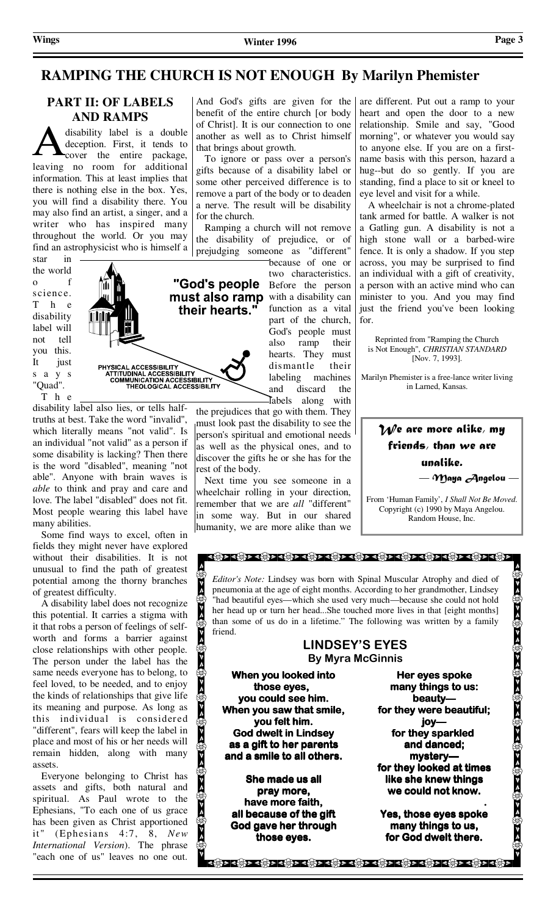# RAMPING THE CHURCH IS NOT ENOUGH By Marilyn Phemister

## PART II: OF LABELS AND RAMPS

A disability label is a double deception. First, it tends to cover the entire package, leaving no room for additional information. This at least implies that there is nothing else in the box. Yes, you will find a disability there. You may also find an artist, a singer, and a writer who has inspired many throughout the world. Or you may find an astrophysicist who is himself a star in the world of science. The disability label will not tell you this. It just says "Quad".

The disability label also lies, or tells half-truths at best. Take the word "invalid", which literally means "not valid". Is an individual "not valid" as a person if some disability is lacking? Then there is the word "disabled", meaning "not able". Anyone with brain waves is *able* to think and pray and care and love. The label "disabled" does not fit. Most people wearing this label have many abilities.

Some find ways to excel, often in fields they might never have explored without their disabilities. It is not unusual to find the path of greatest potential among the thorny branches of greatest difficulty.

A disability label does not recognize this potential. It carries a stigma with it that robs a person of feelings of self-worth and forms a barrier against close relationships with other people. The person under the label has the same needs everyone has to belong, to feel loved, to be needed, and to enjoy the kinds of relationships that give life its meaning and purpose. As long as this individual is considered "different", fears will keep the label in place and most of his or her needs will remain hidden, along with many assets.

Everyone belonging to Christ has assets and gifts, both natural and spiritual. As Paul wrote to the Ephesians, "To each one of us grace has been given as Christ apportioned it" (Ephesians 4:7, 8, *New International Version*). The phrase "each one of us" leaves no one out. And God's gifts are given for the benefit of the entire church [or body of Christ]. It is our connection to one another as well as to Christ himself that brings about growth.

To ignore or pass over a person's gifts because of a disability label or some other perceived difference is to remove a part of the body or to deaden a nerve. The result will be disability for the church.

Ramping a church will not remove the disability of prejudice, or of prejudging someone as "different" because of one or two characteristics. Before the person with a disability can function as a vital part of the church, God's people must also ramp their hearts. They must dismantle their labeling machines and discard the labels along with the prejudices that go with them. They must look past the disability to see the person's spiritual and emotional needs as well as the physical ones, and to discover the gifts he or she has for the rest of the body.

**"God's people must also ramp their hearts."**

PHYSICAL ACCESSIBILITY
ATTITUDINAL ACCESSIBILITY
COMMUNICATION ACCESSIBILITY
THEOLOGICAL ACCESSIBILITY

Next time you see someone in a wheelchair rolling in your direction, remember that we are *all* "different" in some way. But in our shared humanity, we are more alike than we are different. Put out a ramp to your heart and open the door to a new relationship. Smile and say, "Good morning", or whatever you would say to anyone else. If you are on a first-name basis with this person, hazard a hug--but do so gently. If you are standing, find a place to sit or kneel to eye level and visit for a while.

A wheelchair is not a chrome-plated tank armed for battle. A walker is not a Gatling gun. A disability is not a high stone wall or a barbed-wire fence. It is only a shadow. If you step across, you may be surprised to find an individual with a gift of creativity, a person with an active mind who can minister to you. And you may find just the friend you've been looking for.

Reprinted from "Ramping the Church is Not Enough", *CHRISTIAN STANDARD* [Nov. 7, 1993].

Marilyn Phemister is a free-lance writer living in Larned, Kansas.

---

*We are more alike, my friends, than we are unalike.*

— Maya Angelou —

From 'Human Family', *I Shall Not Be Moved.* Copyright (c) 1990 by Maya Angelou. Random House, Inc.

---

*Editor's Note:* Lindsey was born with Spinal Muscular Atrophy and died of pneumonia at the age of eight months. According to her grandmother, Lindsey "had beautiful eyes—which she used very much—because she could not hold her head up or turn her head...She touched more lives in that [eight months] than some of us do in a lifetime." The following was written by a family friend.

## LINDSEY'S EYES
### By Myra McGinnis

**When you looked into**
**those eyes,**
**you could see him.**
**When you saw that smile,**
**you felt him.**
**God dwelt in Lindsey**
**as a gift to her parents**
**and a smile to all others.**

**She made us all**
**pray more,**
**have more faith,**
**all because of the gift**
**God gave her through**
**those eyes.**

**Her eyes spoke**
**many things to us:**
**beauty—**
**for they were beautiful;**
**joy—**
**for they sparkled**
**and danced;**
**mystery—**
**for they looked at times**
**like she knew things**
**we could not know.**

**Yes, those eyes spoke**
**many things to us,**
**for God dwelt there.**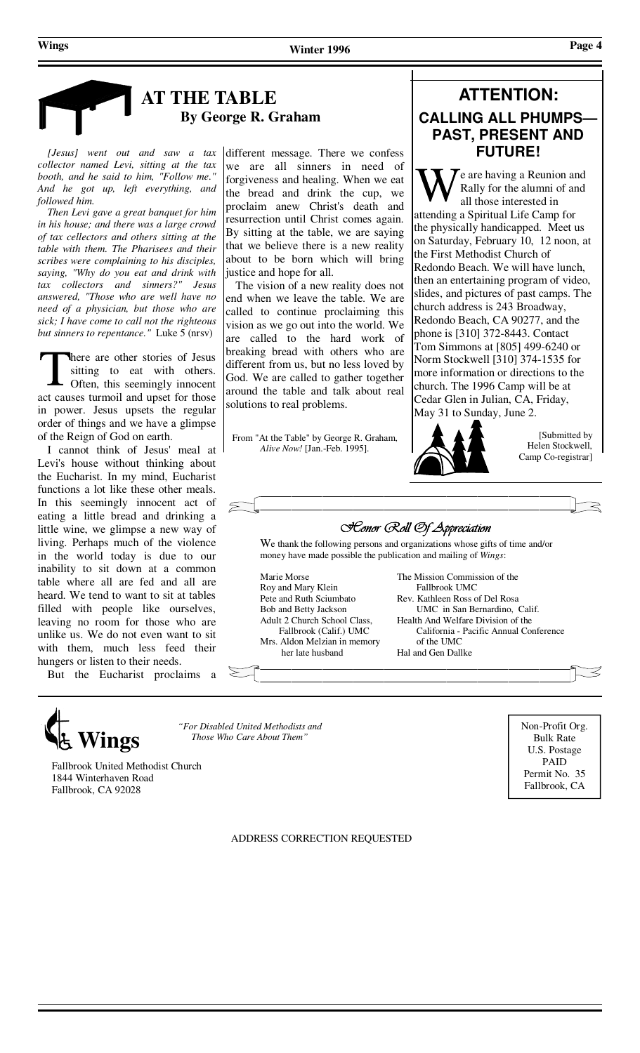## AT THE TABLE

### By George R. Graham

*[Jesus] went out and saw a tax collector named Levi, sitting at the tax booth, and he said to him, "Follow me." And he got up, left everything, and followed him.*

*Then Levi gave a great banquet for him in his house; and there was a large crowd of tax collectors and others sitting at the table with them. The Pharisees and their scribes were complaining to his disciples, saying, "Why do you eat and drink with tax collectors and sinners?" Jesus answered, "Those who are well have no need of a physician, but those who are sick; I have come to call not the righteous but sinners to repentance."* Luke 5 (nrsv)

There are other stories of Jesus sitting to eat with others. Often, this seemingly innocent act causes turmoil and upset for those in power. Jesus upsets the regular order of things and we have a glimpse of the Reign of God on earth.

I cannot think of Jesus' meal at Levi's house without thinking about the Eucharist. In my mind, Eucharist functions a lot like these other meals. In this seemingly innocent act of eating a little bread and drinking a little wine, we glimpse a new way of living. Perhaps much of the violence in the world today is due to our inability to sit down at a common table where all are fed and all are heard. We tend to want to sit at tables filled with people like ourselves, leaving no room for those who are unlike us. We do not even want to sit with them, much less feed their hungers or listen to their needs.

But the Eucharist proclaims a different message. There we confess we are all sinners in need of forgiveness and healing. When we eat the bread and drink the cup, we proclaim anew Christ's death and resurrection until Christ comes again. By sitting at the table, we are saying that we believe there is a new reality about to be born which will bring justice and hope for all.

The vision of a new reality does not end when we leave the table. We are called to continue proclaiming this vision as we go out into the world. We are called to the hard work of breaking bread with others who are different from us, but no less loved by God. We are called to gather together around the table and talk about real solutions to real problems.

From "At the Table" by George R. Graham, *Alive Now!* [Jan.-Feb. 1995].

## ATTENTION:

### CALLING ALL PHUMPS— PAST, PRESENT AND FUTURE!

We are having a Reunion and Rally for the alumni of and all those interested in attending a Spiritual Life Camp for the physically handicapped. Meet us on Saturday, February 10, 12 noon, at the First Methodist Church of Redondo Beach. We will have lunch, then an entertaining program of video, slides, and pictures of past camps. The church address is 243 Broadway, Redondo Beach, CA 90277, and the phone is [310] 372-8443. Contact Tom Simmons at [805] 499-6240 or Norm Stockwell [310] 374-1535 for more information or directions to the church. The 1996 Camp will be at Cedar Glen in Julian, CA, Friday, May 31 to Sunday, June 2.

[Submitted by Helen Stockwell, Camp Co-registrar]

### *Honor Roll Of Appreciation*

We thank the following persons and organizations whose gifts of time and/or money have made possible the publication and mailing of *Wings*:

- Marie Morse
- Roy and Mary Klein
- Pete and Ruth Sciumbato
- Bob and Betty Jackson
- Adult 2 Church School Class, Fallbrook (Calif.) UMC
- Mrs. Aldon Melzian in memory her late husband
- The Mission Commission of the Fallbrook UMC
- Rev. Kathleen Ross of Del Rosa UMC in San Bernardino, Calif.
- Health And Welfare Division of the California - Pacific Annual Conference of the UMC
- Hal and Gen Dallke

**Wings**

*"For Disabled United Methodists and Those Who Care About Them"*

Fallbrook United Methodist Church
1844 Winterhaven Road
Fallbrook, CA 92028

Non-Profit Org.
Bulk Rate
U.S. Postage
PAID
Permit No. 35
Fallbrook, CA

ADDRESS CORRECTION REQUESTED